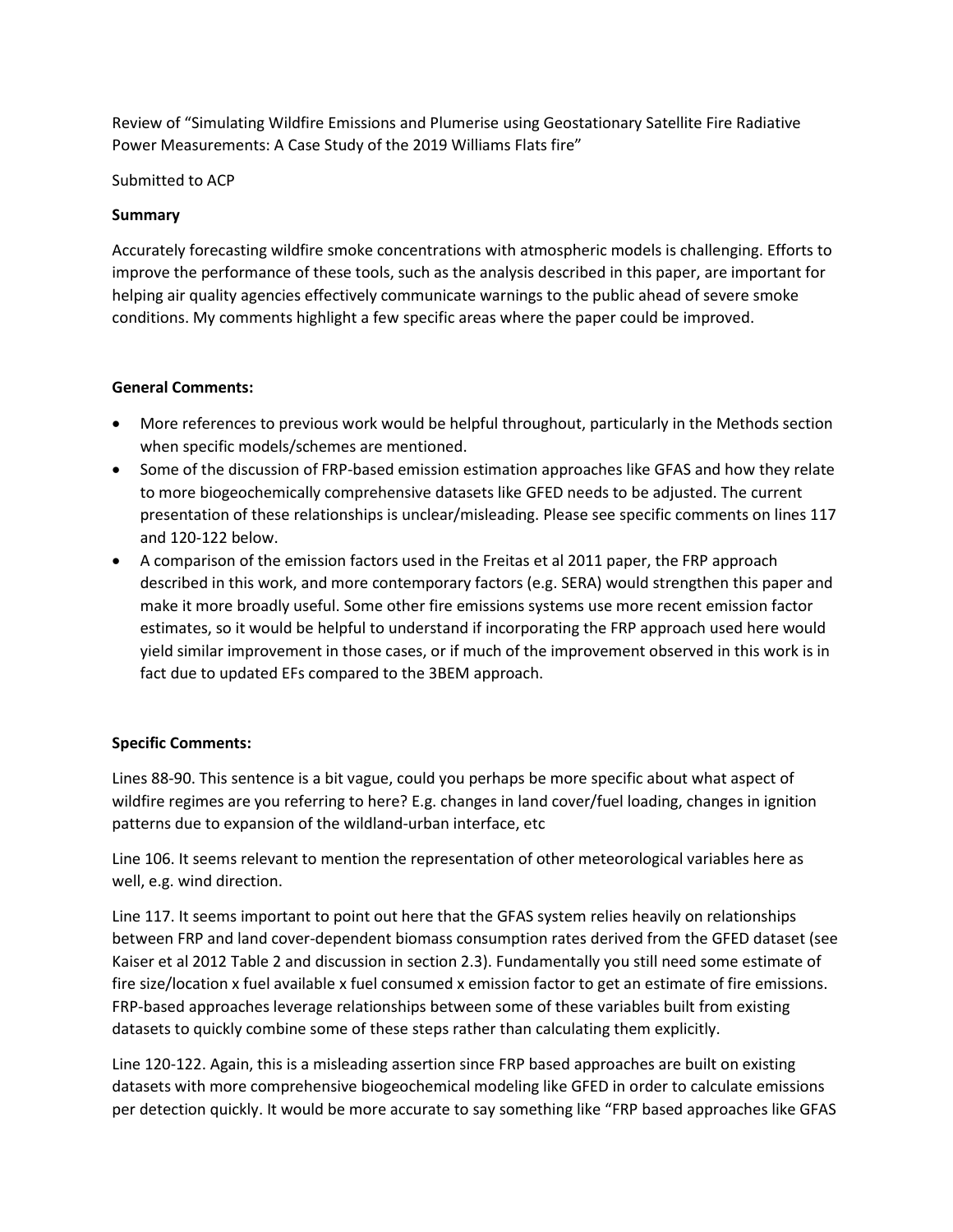Review of “Simulating Wildfire Emissions and Plumerise using Geostationary Satellite Fire Radiative Power Measurements: A Case Study of the 2019 Williams Flats fire”

Submitted to ACP

**Summary**

Accurately forecasting wildfire smoke concentrations with atmospheric models is challenging. Efforts to improve the performance of these tools, such as the analysis described in this paper, are important for helping air quality agencies effectively communicate warnings to the public ahead of severe smoke conditions. My comments highlight a few specific areas where the paper could be improved.

**General Comments:**

- More references to previous work would be helpful throughout, particularly in the Methods section when specific models/schemes are mentioned.
- Some of the discussion of FRP-based emission estimation approaches like GFAS and how they relate to more biogeochemically comprehensive datasets like GFED needs to be adjusted. The current presentation of these relationships is unclear/misleading. Please see specific comments on lines 117 and 120-122 below.
- A comparison of the emission factors used in the Freitas et al 2011 paper, the FRP approach described in this work, and more contemporary factors (e.g. SERA) would strengthen this paper and make it more broadly useful. Some other fire emissions systems use more recent emission factor estimates, so it would be helpful to understand if incorporating the FRP approach used here would yield similar improvement in those cases, or if much of the improvement observed in this work is in fact due to updated EFs compared to the 3BEM approach.

**Specific Comments:**

Lines 88-90. This sentence is a bit vague, could you perhaps be more specific about what aspect of wildfire regimes are you referring to here? E.g. changes in land cover/fuel loading, changes in ignition patterns due to expansion of the wildland-urban interface, etc

Line 106. It seems relevant to mention the representation of other meteorological variables here as well, e.g. wind direction.

Line 117. It seems important to point out here that the GFAS system relies heavily on relationships between FRP and land cover-dependent biomass consumption rates derived from the GFED dataset (see Kaiser et al 2012 Table 2 and discussion in section 2.3). Fundamentally you still need some estimate of fire size/location x fuel available x fuel consumed x emission factor to get an estimate of fire emissions. FRP-based approaches leverage relationships between some of these variables built from existing datasets to quickly combine some of these steps rather than calculating them explicitly.

Line 120-122. Again, this is a misleading assertion since FRP based approaches are built on existing datasets with more comprehensive biogeochemical modeling like GFED in order to calculate emissions per detection quickly. It would be more accurate to say something like “FRP based approaches like GFAS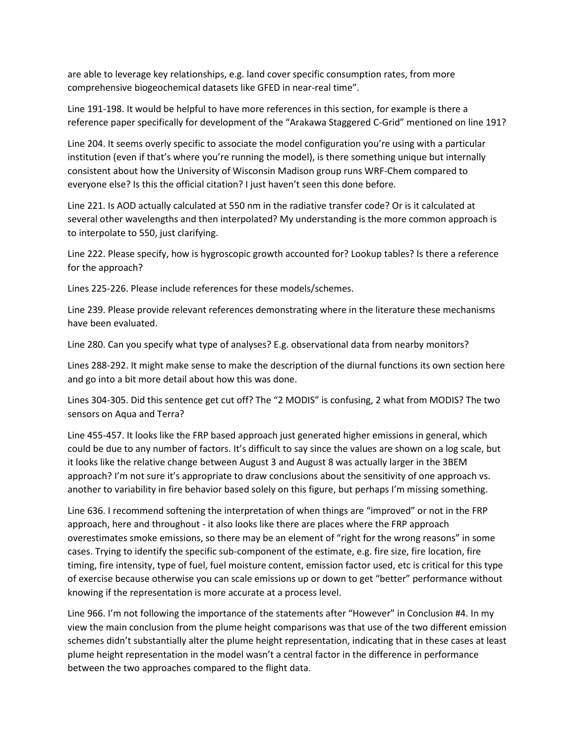are able to leverage key relationships, e.g. land cover specific consumption rates, from more comprehensive biogeochemical datasets like GFED in near-real time".

Line 191-198. It would be helpful to have more references in this section, for example is there a reference paper specifically for development of the "Arakawa Staggered C-Grid" mentioned on line 191?

Line 204. It seems overly specific to associate the model configuration you're using with a particular institution (even if that's where you're running the model), is there something unique but internally consistent about how the University of Wisconsin Madison group runs WRF-Chem compared to everyone else? Is this the official citation? I just haven't seen this done before.

Line 221. Is AOD actually calculated at 550 nm in the radiative transfer code? Or is it calculated at several other wavelengths and then interpolated? My understanding is the more common approach is to interpolate to 550, just clarifying.

Line 222. Please specify, how is hygroscopic growth accounted for? Lookup tables? Is there a reference for the approach?

Lines 225-226. Please include references for these models/schemes.

Line 239. Please provide relevant references demonstrating where in the literature these mechanisms have been evaluated.

Line 280. Can you specify what type of analyses? E.g. observational data from nearby monitors?

Lines 288-292. It might make sense to make the description of the diurnal functions its own section here and go into a bit more detail about how this was done.

Lines 304-305. Did this sentence get cut off? The "2 MODIS" is confusing, 2 what from MODIS? The two sensors on Aqua and Terra?

Line 455-457. It looks like the FRP based approach just generated higher emissions in general, which could be due to any number of factors. It's difficult to say since the values are shown on a log scale, but it looks like the relative change between August 3 and August 8 was actually larger in the 3BEM approach? I'm not sure it's appropriate to draw conclusions about the sensitivity of one approach vs. another to variability in fire behavior based solely on this figure, but perhaps I'm missing something.

Line 636. I recommend softening the interpretation of when things are "improved" or not in the FRP approach, here and throughout - it also looks like there are places where the FRP approach overestimates smoke emissions, so there may be an element of "right for the wrong reasons" in some cases. Trying to identify the specific sub-component of the estimate, e.g. fire size, fire location, fire timing, fire intensity, type of fuel, fuel moisture content, emission factor used, etc is critical for this type of exercise because otherwise you can scale emissions up or down to get "better" performance without knowing if the representation is more accurate at a process level.

Line 966. I'm not following the importance of the statements after "However" in Conclusion #4. In my view the main conclusion from the plume height comparisons was that use of the two different emission schemes didn't substantially alter the plume height representation, indicating that in these cases at least plume height representation in the model wasn't a central factor in the difference in performance between the two approaches compared to the flight data.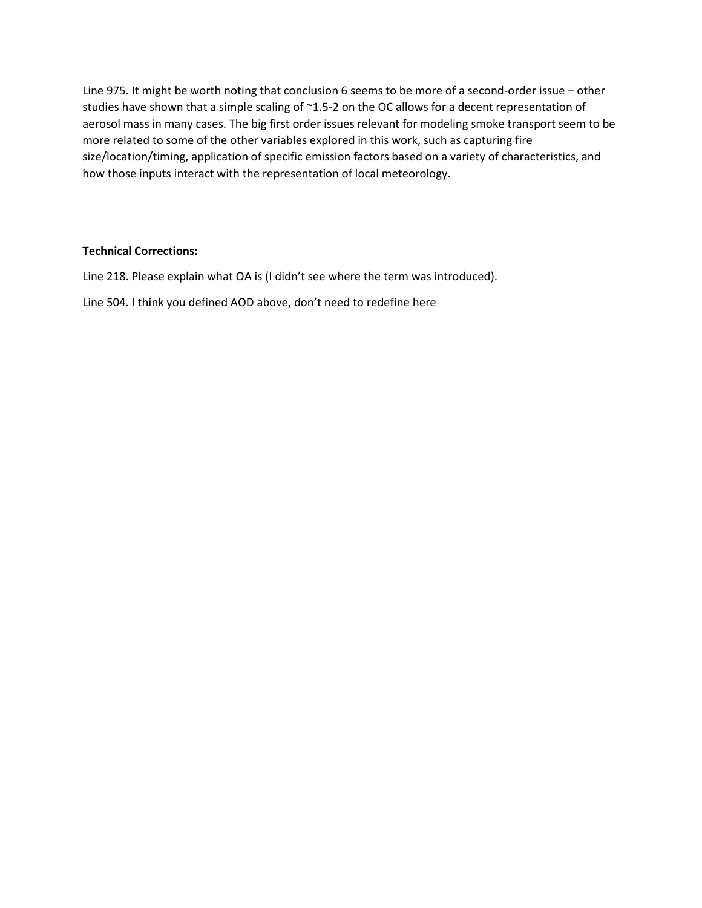Line 975. It might be worth noting that conclusion 6 seems to be more of a second-order issue – other studies have shown that a simple scaling of ~1.5-2 on the OC allows for a decent representation of aerosol mass in many cases. The big first order issues relevant for modeling smoke transport seem to be more related to some of the other variables explored in this work, such as capturing fire size/location/timing, application of specific emission factors based on a variety of characteristics, and how those inputs interact with the representation of local meteorology.

**Technical Corrections:**

Line 218. Please explain what OA is (I didn't see where the term was introduced).

Line 504. I think you defined AOD above, don't need to redefine here